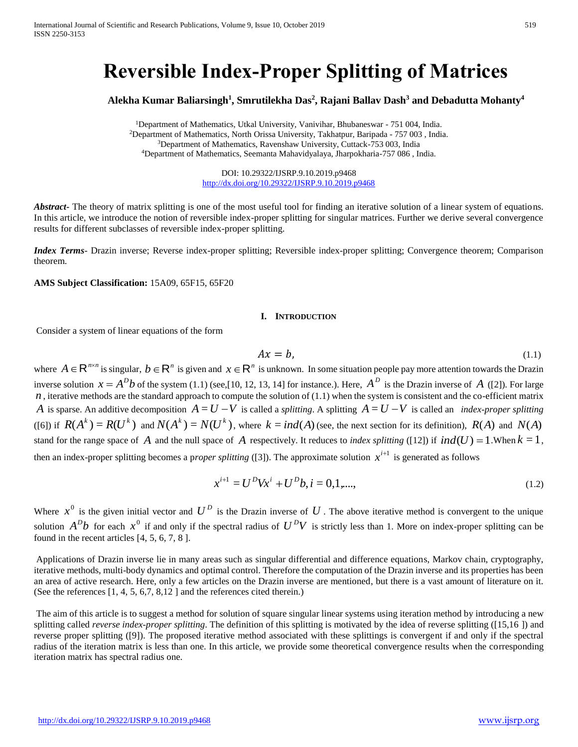# Reversible Index-Proper Splitting of Matrices

**Alekha Kumar Baliarsingh[1], Smrutilekha Das[2], Rajani Ballav Dash[3] and Debadutta Mohanty[4]**

[1]Department of Mathematics, Utkal University, Vanivihar, Bhubaneswar - 751 004, India.
[2]Department of Mathematics, North Orissa University, Takhatpur, Baripada - 757 003 , India.
[3]Department of Mathematics, Ravenshaw University, Cuttack-753 003, India
[4]Department of Mathematics, Seemanta Mahavidyalaya, Jharpokharia-757 086 , India.

DOI: 10.29322/IJSRP.9.10.2019.p9468
http://dx.doi.org/10.29322/IJSRP.9.10.2019.p9468

***Abstract*****-** The theory of matrix splitting is one of the most useful tool for finding an iterative solution of a linear system of equations. In this article, we introduce the notion of reversible index-proper splitting for singular matrices. Further we derive several convergence results for different subclasses of reversible index-proper splitting.

***Index Terms*****-** Drazin inverse; Reverse index-proper splitting; Reversible index-proper splitting; Convergence theorem; Comparison theorem.

**AMS Subject Classification:** 15A09, 65F15, 65F20

## I. Introduction

Consider a system of linear equations of the form

$$Ax = b, \tag{1.1}$$

where $A \in \mathbb{R}^{n\times n}$ is singular, $b \in \mathbb{R}^n$ is given and $x \in \mathbb{R}^n$ is unknown. In some situation people pay more attention towards the Drazin inverse solution $x = A^D b$ of the system (1.1) (see,[10, 12, 13, 14] for instance.). Here, $A^D$ is the Drazin inverse of $A$ ([2]). For large $n$, iterative methods are the standard approach to compute the solution of (1.1) when the system is consistent and the co-efficient matrix $A$ is sparse. An additive decomposition $A = U - V$ is called a *splitting*. A splitting $A = U - V$ is called an *index-proper splitting* ([6]) if $R(A^k) = R(U^k)$ and $N(A^k) = N(U^k)$, where $k = ind(A)$ (see, the next section for its definition), $R(A)$ and $N(A)$ stand for the range space of $A$ and the null space of $A$ respectively. It reduces to *index splitting* ([12]) if $ind(U) = 1$. When $k = 1$, then an index-proper splitting becomes a p*roper splitting* ([3]). The approximate solution $x^{i+1}$ is generated as follows

$$x^{i+1} = U^D V x^i + U^D b, i = 0,1,...., \tag{1.2}$$

Where $x^0$ is the given initial vector and $U^D$ is the Drazin inverse of $U$. The above iterative method is convergent to the unique solution $A^D b$ for each $x^0$ if and only if the spectral radius of $U^D V$ is strictly less than 1. More on index-proper splitting can be found in the recent articles [4, 5, 6, 7, 8 ].

Applications of Drazin inverse lie in many areas such as singular differential and difference equations, Markov chain, cryptography, iterative methods, multi-body dynamics and optimal control. Therefore the computation of the Drazin inverse and its properties has been an area of active research. Here, only a few articles on the Drazin inverse are mentioned, but there is a vast amount of literature on it. (See the references [1, 4, 5, 6,7, 8,12 ] and the references cited therein.)

The aim of this article is to suggest a method for solution of square singular linear systems using iteration method by introducing a new splitting called *reverse index-proper splitting*. The definition of this splitting is motivated by the idea of reverse splitting ([15,16 ]) and reverse proper splitting ([9]). The proposed iterative method associated with these splittings is convergent if and only if the spectral radius of the iteration matrix is less than one. In this article, we provide some theoretical convergence results when the corresponding iteration matrix has spectral radius one.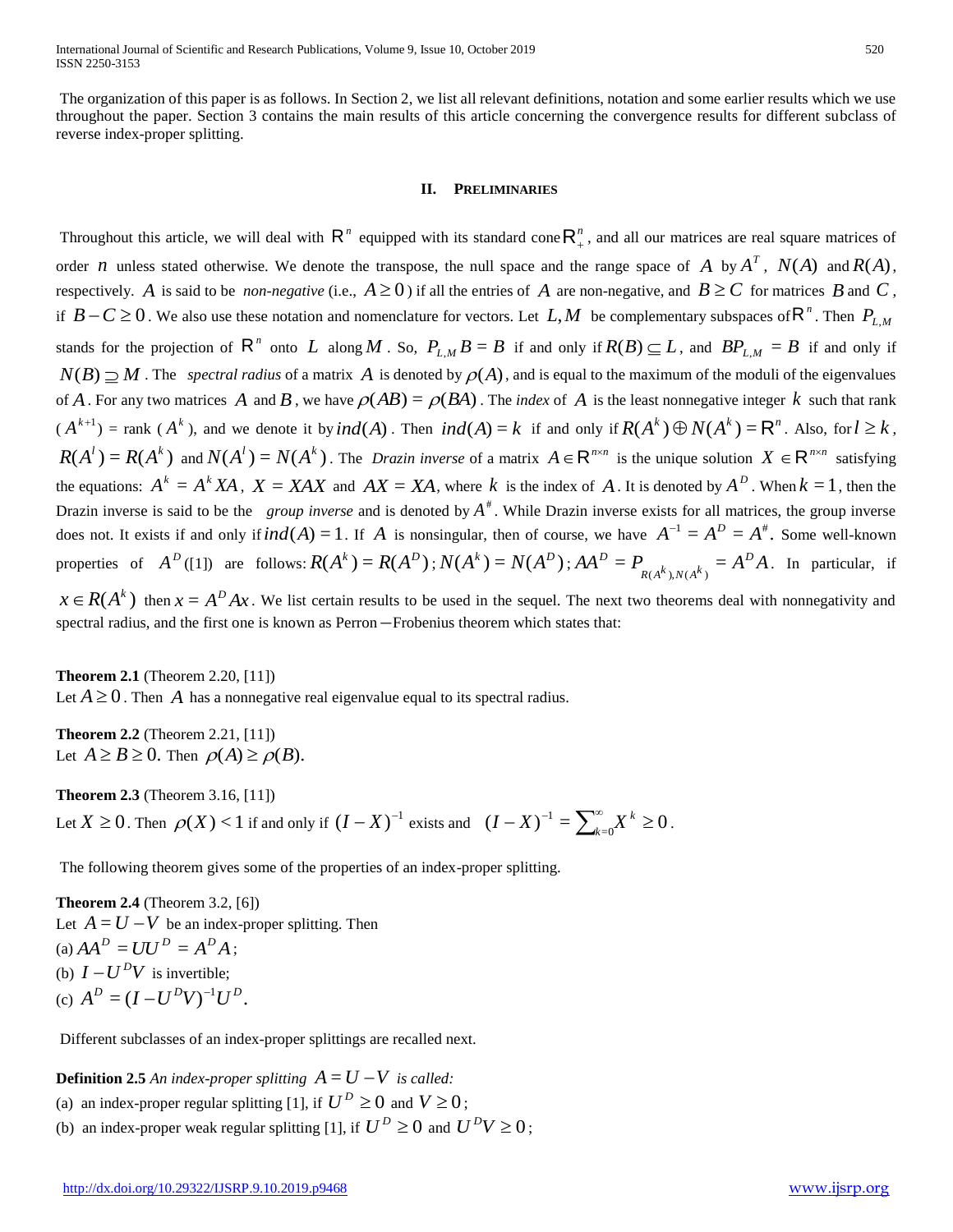The organization of this paper is as follows. In Section 2, we list all relevant definitions, notation and some earlier results which we use throughout the paper. Section 3 contains the main results of this article concerning the convergence results for different subclass of reverse index-proper splitting.

## II. Preliminaries

Throughout this article, we will deal with $\mathbb{R}^n$ equipped with its standard cone $\mathbb{R}^n_+$, and all our matrices are real square matrices of order $n$ unless stated otherwise. We denote the transpose, the null space and the range space of $A$ by $A^T$, $N(A)$ and $R(A)$, respectively. $A$ is said to be *non-negative* (i.e., $A \geq 0$) if all the entries of $A$ are non-negative, and $B \geq C$ for matrices $B$ and $C$, if $B - C \geq 0$. We also use these notation and nomenclature for vectors. Let $L, M$ be complementary subspaces of $\mathbb{R}^n$. Then $P_{L,M}$ stands for the projection of $\mathbb{R}^n$ onto $L$ along $M$. So, $P_{L,M}B = B$ if and only if $R(B) \subseteq L$, and $BP_{L,M} = B$ if and only if $N(B) \supseteq M$. The *spectral radius* of a matrix $A$ is denoted by $\rho(A)$, and is equal to the maximum of the moduli of the eigenvalues of $A$. For any two matrices $A$ and $B$, we have $\rho(AB) = \rho(BA)$. The *index* of $A$ is the least nonnegative integer $k$ such that rank ($A^{k+1}$) = rank ($A^k$), and we denote it by $ind(A)$. Then $ind(A) = k$ if and only if $R(A^k) \oplus N(A^k) = \mathbb{R}^n$. Also, for $l \geq k$, $R(A^l) = R(A^k)$ and $N(A^l) = N(A^k)$. The *Drazin inverse* of a matrix $A \in \mathbb{R}^{n \times n}$ is the unique solution $X \in \mathbb{R}^{n \times n}$ satisfying the equations: $A^k = A^k XA$, $X = XAX$ and $AX = XA$, where $k$ is the index of $A$. It is denoted by $A^D$. When $k = 1$, then the Drazin inverse is said to be the *group inverse* and is denoted by $A^\#$. While Drazin inverse exists for all matrices, the group inverse does not. It exists if and only if $ind(A) = 1$. If $A$ is nonsingular, then of course, we have $A^{-1} = A^D = A^\#$. Some well-known properties of $A^D$ ([1]) are follows: $R(A^k) = R(A^D)$; $N(A^k) = N(A^D)$; $AA^D = P_{R(A^k),N(A^k)} = A^D A$. In particular, if $x \in R(A^k)$ then $x = A^D Ax$. We list certain results to be used in the sequel. The next two theorems deal with nonnegativity and spectral radius, and the first one is known as Perron−Frobenius theorem which states that:

**Theorem 2.1** (Theorem 2.20, [11])
Let $A \geq 0$. Then $A$ has a nonnegative real eigenvalue equal to its spectral radius.

**Theorem 2.2** (Theorem 2.21, [11])
Let $A \geq B \geq 0$. Then $\rho(A) \geq \rho(B)$.

**Theorem 2.3** (Theorem 3.16, [11])
Let $X \geq 0$. Then $\rho(X) < 1$ if and only if $(I - X)^{-1}$ exists and $(I - X)^{-1} = \sum_{k=0}^{\infty} X^k \geq 0$.

The following theorem gives some of the properties of an index-proper splitting.

**Theorem 2.4** (Theorem 3.2, [6])
Let $A = U - V$ be an index-proper splitting. Then
(a) $AA^D = UU^D = A^D A$;
(b) $I - U^D V$ is invertible;
(c) $A^D = (I - U^D V)^{-1} U^D$.

Different subclasses of an index-proper splittings are recalled next.

**Definition 2.5** *An index-proper splitting* $A = U - V$ *is called:*
(a) an index-proper regular splitting [1], if $U^D \geq 0$ and $V \geq 0$;
(b) an index-proper weak regular splitting [1], if $U^D \geq 0$ and $U^D V \geq 0$;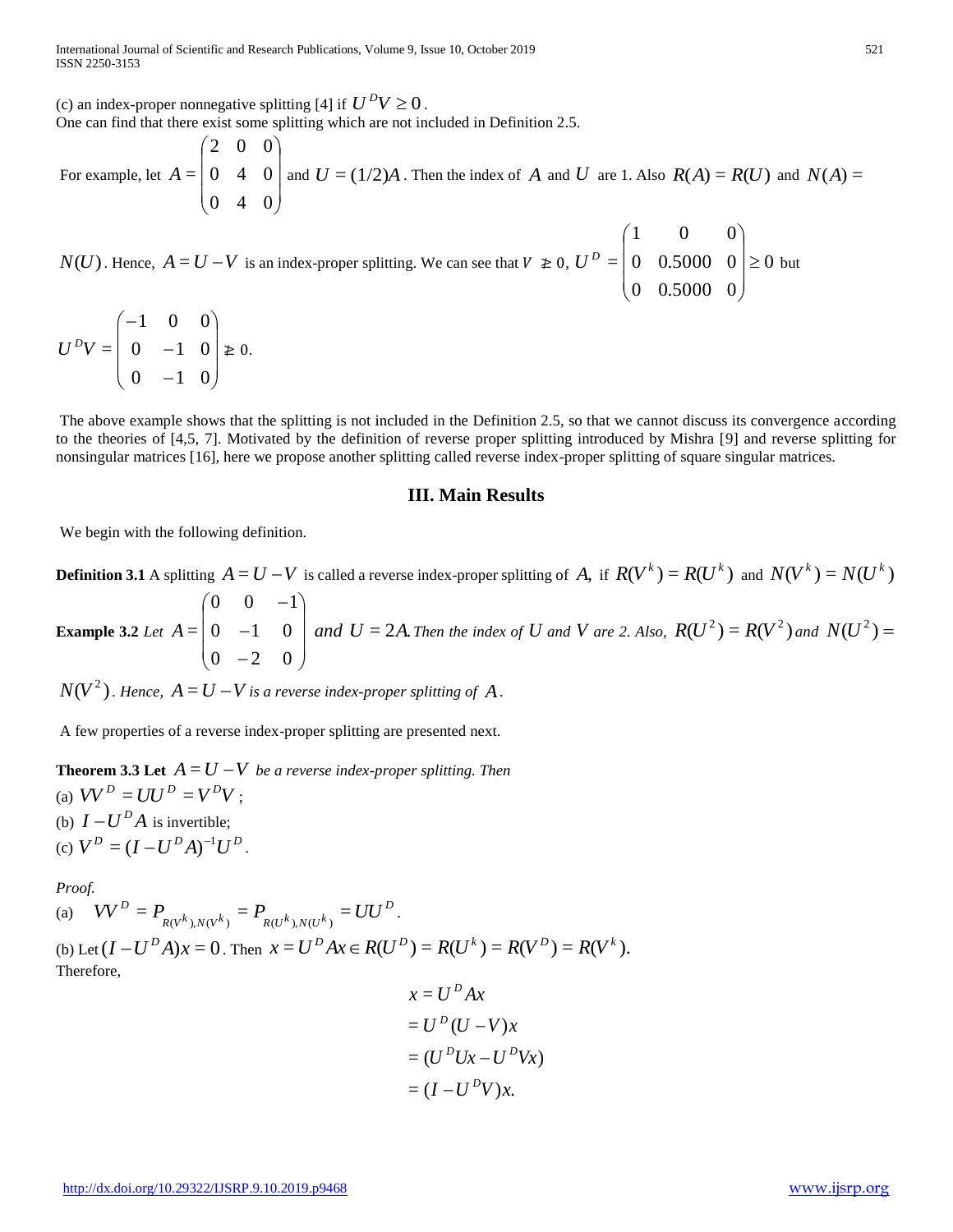(c) an index-proper nonnegative splitting [4] if $U^D V \geq 0$.

One can find that there exist some splitting which are not included in Definition 2.5.

For example, let $A = \begin{pmatrix} 2 & 0 & 0 \\ 0 & 4 & 0 \\ 0 & 4 & 0 \end{pmatrix}$ and $U = (1/2)A$. Then the index of $A$ and $U$ are 1. Also $R(A) = R(U)$ and $N(A) = N(U)$. Hence, $A = U - V$ is an index-proper splitting. We can see that $V \ngeq 0$, $U^D = \begin{pmatrix} 1 & 0 & 0 \\ 0 & 0.5000 & 0 \\ 0 & 0.5000 & 0 \end{pmatrix} \geq 0$ but

$$U^D V = \begin{pmatrix} -1 & 0 & 0 \\ 0 & -1 & 0 \\ 0 & -1 & 0 \end{pmatrix} \ngeq 0.$$

The above example shows that the splitting is not included in the Definition 2.5, so that we cannot discuss its convergence according to the theories of [4,5, 7]. Motivated by the definition of reverse proper splitting introduced by Mishra [9] and reverse splitting for nonsingular matrices [16], here we propose another splitting called reverse index-proper splitting of square singular matrices.

## III. Main Results

We begin with the following definition.

**Definition 3.1** A splitting $A = U - V$ is called a reverse index-proper splitting of $A$, if $R(V^k) = R(U^k)$ and $N(V^k) = N(U^k)$

**Example 3.2** *Let* $A = \begin{pmatrix} 0 & 0 & -1 \\ 0 & -1 & 0 \\ 0 & -2 & 0 \end{pmatrix}$ *and* $U = 2A$. *Then the index of* $U$ *and* $V$ *are 2. Also,* $R(U^2) = R(V^2)$ *and* $N(U^2) = N(V^2)$. *Hence,* $A = U - V$ *is a reverse index-proper splitting of* $A$.

A few properties of a reverse index-proper splitting are presented next.

**Theorem 3.3 Let** $A = U - V$ *be a reverse index-proper splitting. Then*

(a) $VV^D = UU^D = V^D V$;

(b) $I - U^D A$ is invertible;

(c) $V^D = (I - U^D A)^{-1} U^D$.

*Proof.*

(a) $VV^D = P_{R(V^k),N(V^k)} = P_{R(U^k),N(U^k)} = UU^D$.

(b) Let $(I - U^D A)x = 0$. Then $x = U^D A x \in R(U^D) = R(U^k) = R(V^D) = R(V^k)$.

Therefore,

$$\begin{aligned} x &= U^D A x \\ &= U^D (U - V)x \\ &= (U^D U x - U^D V x) \\ &= (I - U^D V)x. \end{aligned}$$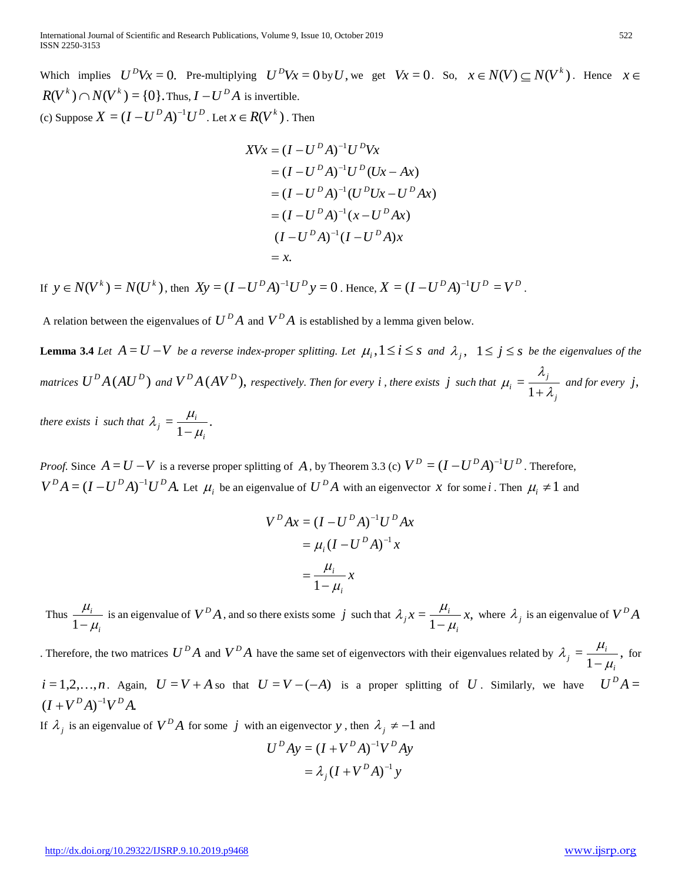Which implies $U^D Vx = 0.$ Pre-multiplying $U^D Vx = 0$ by $U$, we get $Vx = 0$. So, $x \in N(V) \subseteq N(V^k)$. Hence $x \in R(V^k) \cap N(V^k) = \{0\}$. Thus, $I - U^D A$ is invertible.

(c) Suppose $X = (I - U^D A)^{-1} U^D$. Let $x \in R(V^k)$. Then

$$
\begin{aligned}
XVx &= (I - U^D A)^{-1} U^D Vx \\
&= (I - U^D A)^{-1} U^D (Ux - Ax) \\
&= (I - U^D A)^{-1} (U^D Ux - U^D Ax) \\
&= (I - U^D A)^{-1} (x - U^D Ax) \\
&\phantom{=}\ (I - U^D A)^{-1} (I - U^D A)x \\
&= x.
\end{aligned}
$$

If $y \in N(V^k) = N(U^k)$, then $Xy = (I - U^D A)^{-1} U^D y = 0$. Hence, $X = (I - U^D A)^{-1} U^D = V^D$.

A relation between the eigenvalues of $U^D A$ and $V^D A$ is established by a lemma given below.

**Lemma 3.4** *Let $A = U - V$ be a reverse index-proper splitting. Let $\mu_i, 1 \le i \le s$ and $\lambda_j$, $1 \le j \le s$ be the eigenvalues of the matrices $U^D A(AU^D)$ and $V^D A(AV^D)$, respectively. Then for every $i$, there exists $j$ such that $\mu_i = \dfrac{\lambda_j}{1 + \lambda_j}$ and for every $j$, there exists $i$ such that $\lambda_j = \dfrac{\mu_i}{1 - \mu_i}$.*

*Proof.* Since $A = U - V$ is a reverse proper splitting of $A$, by Theorem 3.3 (c) $V^D = (I - U^D A)^{-1} U^D$. Therefore, $V^D A = (I - U^D A)^{-1} U^D A.$ Let $\mu_i$ be an eigenvalue of $U^D A$ with an eigenvector $x$ for some $i$. Then $\mu_i \ne 1$ and

$$
\begin{aligned}
V^D Ax &= (I - U^D A)^{-1} U^D Ax \\
&= \mu_i (I - U^D A)^{-1} x \\
&= \frac{\mu_i}{1 - \mu_i} x
\end{aligned}
$$

Thus $\dfrac{\mu_i}{1 - \mu_i}$ is an eigenvalue of $V^D A$, and so there exists some $j$ such that $\lambda_j x = \dfrac{\mu_i}{1 - \mu_i} x,$ where $\lambda_j$ is an eigenvalue of $V^D A$. Therefore, the two matrices $U^D A$ and $V^D A$ have the same set of eigenvectors with their eigenvalues related by $\lambda_j = \dfrac{\mu_i}{1 - \mu_i}$, for $i = 1, 2, \ldots, n$. Again, $U = V + A$ so that $U = V - (-A)$ is a proper splitting of $U$. Similarly, we have $U^D A = (I + V^D A)^{-1} V^D A.$

If $\lambda_j$ is an eigenvalue of $V^D A$ for some $j$ with an eigenvector $y$, then $\lambda_j \ne -1$ and

$$
\begin{aligned}
U^D Ay &= (I + V^D A)^{-1} V^D Ay \\
&= \lambda_j (I + V^D A)^{-1} y
\end{aligned}
$$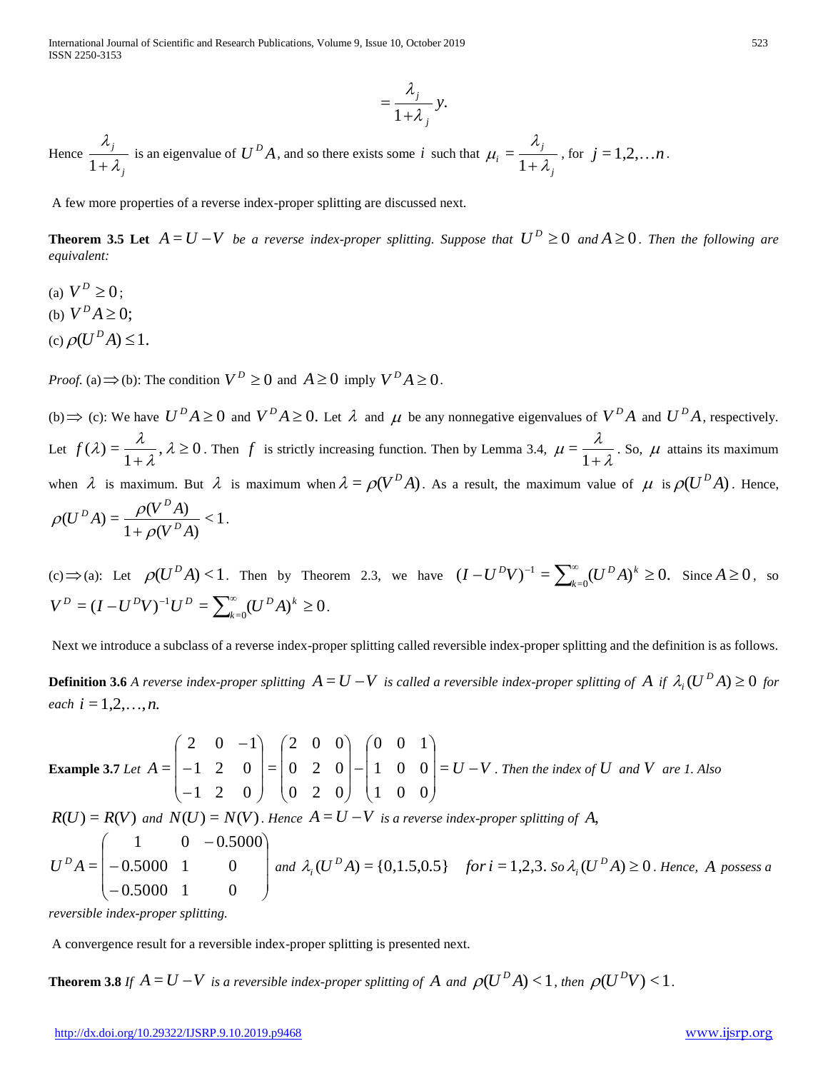$$= \frac{\lambda_j}{1+\lambda_j} y.$$

Hence $\frac{\lambda_j}{1+\lambda_j}$ is an eigenvalue of $U^D A$, and so there exists some $i$ such that $\mu_i = \frac{\lambda_j}{1+\lambda_j}$, for $j = 1,2,\ldots n$.

A few more properties of a reverse index-proper splitting are discussed next.

**Theorem 3.5 Let** $A = U - V$ *be a reverse index-proper splitting. Suppose that* $U^D \geq 0$ *and* $A \geq 0$. *Then the following are equivalent:*

(a) $V^D \geq 0$;
(b) $V^D A \geq 0$;
(c) $\rho(U^D A) \leq 1$.

*Proof.* (a)$\Rightarrow$(b): The condition $V^D \geq 0$ and $A \geq 0$ imply $V^D A \geq 0$.

(b)$\Rightarrow$ (c): We have $U^D A \geq 0$ and $V^D A \geq 0$. Let $\lambda$ and $\mu$ be any nonnegative eigenvalues of $V^D A$ and $U^D A$, respectively. Let $f(\lambda) = \frac{\lambda}{1+\lambda}, \lambda \geq 0$. Then $f$ is strictly increasing function. Then by Lemma 3.4, $\mu = \frac{\lambda}{1+\lambda}$. So, $\mu$ attains its maximum when $\lambda$ is maximum. But $\lambda$ is maximum when $\lambda = \rho(V^D A)$. As a result, the maximum value of $\mu$ is $\rho(U^D A)$. Hence, $\rho(U^D A) = \frac{\rho(V^D A)}{1+\rho(V^D A)} < 1$.

(c)$\Rightarrow$(a): Let $\rho(U^D A) < 1$. Then by Theorem 2.3, we have $(I - U^D V)^{-1} = \sum_{k=0}^{\infty}(U^D A)^k \geq 0.$ Since $A \geq 0$, so $V^D = (I - U^D V)^{-1} U^D = \sum_{k=0}^{\infty}(U^D A)^k \geq 0$.

Next we introduce a subclass of a reverse index-proper splitting called reversible index-proper splitting and the definition is as follows.

**Definition 3.6** *A reverse index-proper splitting* $A = U - V$ *is called a reversible index-proper splitting of* $A$ *if* $\lambda_i(U^D A) \geq 0$ *for each* $i = 1,2,\ldots,n.$

**Example 3.7** *Let* $A = \begin{pmatrix} 2 & 0 & -1 \\ -1 & 2 & 0 \\ -1 & 2 & 0 \end{pmatrix} = \begin{pmatrix} 2 & 0 & 0 \\ 0 & 2 & 0 \\ 0 & 2 & 0 \end{pmatrix} - \begin{pmatrix} 0 & 0 & 1 \\ 1 & 0 & 0 \\ 1 & 0 & 0 \end{pmatrix} = U - V$. *Then the index of* $U$ *and* $V$ *are 1. Also* $R(U) = R(V)$ *and* $N(U) = N(V)$. *Hence* $A = U - V$ *is a reverse index-proper splitting of* $A$,

$U^D A = \begin{pmatrix} 1 & 0 & -0.5000 \\ -0.5000 & 1 & 0 \\ -0.5000 & 1 & 0 \end{pmatrix}$ *and* $\lambda_i(U^D A) = \{0, 1.5, 0.5\}$ *for* $i = 1,2,3$. *So* $\lambda_i(U^D A) \geq 0$. *Hence,* $A$ *possess a reversible index-proper splitting.*

A convergence result for a reversible index-proper splitting is presented next.

**Theorem 3.8** *If* $A = U - V$ *is a reversible index-proper splitting of* $A$ *and* $\rho(U^D A) < 1$, *then* $\rho(U^D V) < 1$.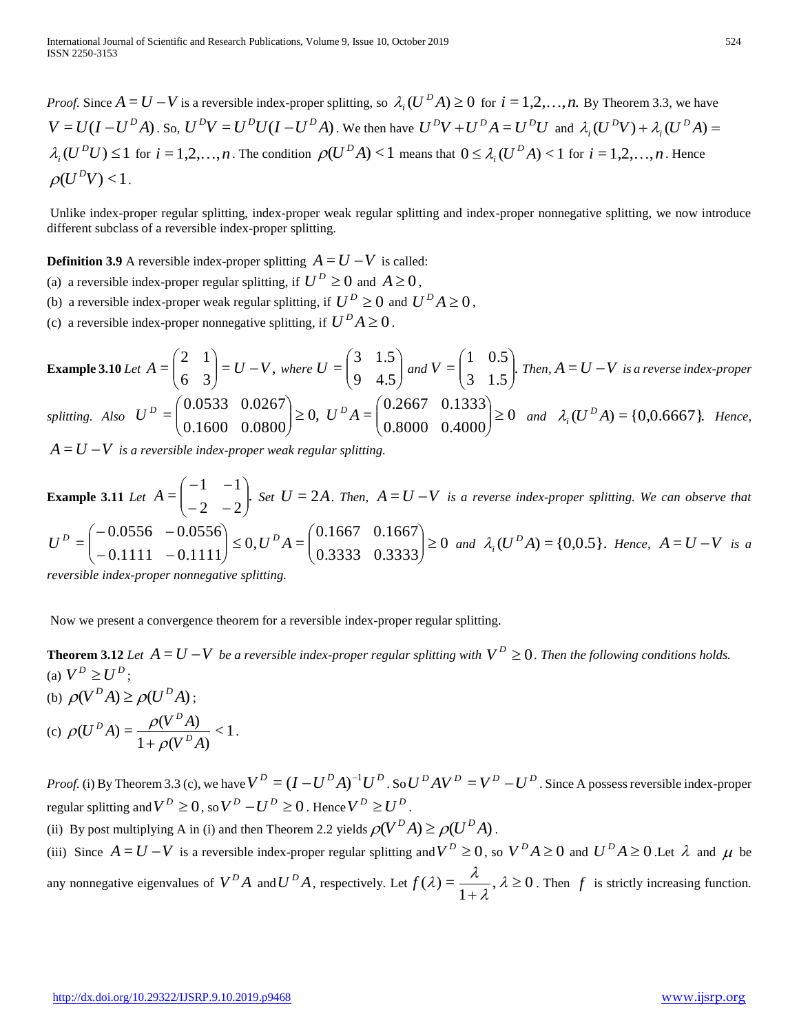*Proof.* Since $A = U - V$ is a reversible index-proper splitting, so $\lambda_i(U^D A) \geq 0$ for $i = 1,2,\ldots,n.$ By Theorem 3.3, we have $V = U(I - U^D A)$. So, $U^D V = U^D U(I - U^D A)$. We then have $U^D V + U^D A = U^D U$ and $\lambda_i(U^D V) + \lambda_i(U^D A) = \lambda_i(U^D U) \leq 1$ for $i = 1,2,\ldots,n$. The condition $\rho(U^D A) < 1$ means that $0 \leq \lambda_i(U^D A) < 1$ for $i = 1,2,\ldots,n$. Hence $\rho(U^D V) < 1$.

Unlike index-proper regular splitting, index-proper weak regular splitting and index-proper nonnegative splitting, we now introduce different subclass of a reversible index-proper splitting.

**Definition 3.9** A reversible index-proper splitting $A = U - V$ is called:

(a) a reversible index-proper regular splitting, if $U^D \geq 0$ and $A \geq 0$,

(b) a reversible index-proper weak regular splitting, if $U^D \geq 0$ and $U^D A \geq 0$,

(c) a reversible index-proper nonnegative splitting, if $U^D A \geq 0$.

**Example 3.10** *Let* $A = \begin{pmatrix} 2 & 1 \\ 6 & 3 \end{pmatrix} = U - V$, *where* $U = \begin{pmatrix} 3 & 1.5 \\ 9 & 4.5 \end{pmatrix}$ *and* $V = \begin{pmatrix} 1 & 0.5 \\ 3 & 1.5 \end{pmatrix}$. *Then,* $A = U - V$ *is a reverse index-proper splitting. Also* $U^D = \begin{pmatrix} 0.0533 & 0.0267 \\ 0.1600 & 0.0800 \end{pmatrix} \geq 0,$ $U^D A = \begin{pmatrix} 0.2667 & 0.1333 \\ 0.8000 & 0.4000 \end{pmatrix} \geq 0$ *and* $\lambda_i(U^D A) = \{0, 0.6667\}$. *Hence,* $A = U - V$ *is a reversible index-proper weak regular splitting.*

**Example 3.11** *Let* $A = \begin{pmatrix} -1 & -1 \\ -2 & -2 \end{pmatrix}$. *Set* $U = 2A$. *Then,* $A = U - V$ *is a reverse index-proper splitting. We can observe that* $U^D = \begin{pmatrix} -0.0556 & -0.0556 \\ -0.1111 & -0.1111 \end{pmatrix} \leq 0, U^D A = \begin{pmatrix} 0.1667 & 0.1667 \\ 0.3333 & 0.3333 \end{pmatrix} \geq 0$ *and* $\lambda_i(U^D A) = \{0, 0.5\}$. *Hence,* $A = U - V$ *is a reversible index-proper nonnegative splitting.*

Now we present a convergence theorem for a reversible index-proper regular splitting.

**Theorem 3.12** *Let* $A = U - V$ *be a reversible index-proper regular splitting with* $V^D \geq 0$. *Then the following conditions holds.*

(a) $V^D \geq U^D$;

(b) $\rho(V^D A) \geq \rho(U^D A)$;

(c) $\rho(U^D A) = \dfrac{\rho(V^D A)}{1 + \rho(V^D A)} < 1$.

*Proof.* (i) By Theorem 3.3 (c), we have $V^D = (I - U^D A)^{-1} U^D$. So $U^D A V^D = V^D - U^D$. Since A possess reversible index-proper regular splitting and $V^D \geq 0$, so $V^D - U^D \geq 0$. Hence $V^D \geq U^D$.

(ii) By post multiplying A in (i) and then Theorem 2.2 yields $\rho(V^D A) \geq \rho(U^D A)$.

(iii) Since $A = U - V$ is a reversible index-proper regular splitting and $V^D \geq 0$, so $V^D A \geq 0$ and $U^D A \geq 0$. Let $\lambda$ and $\mu$ be any nonnegative eigenvalues of $V^D A$ and $U^D A$, respectively. Let $f(\lambda) = \dfrac{\lambda}{1 + \lambda}, \lambda \geq 0$. Then $f$ is strictly increasing function.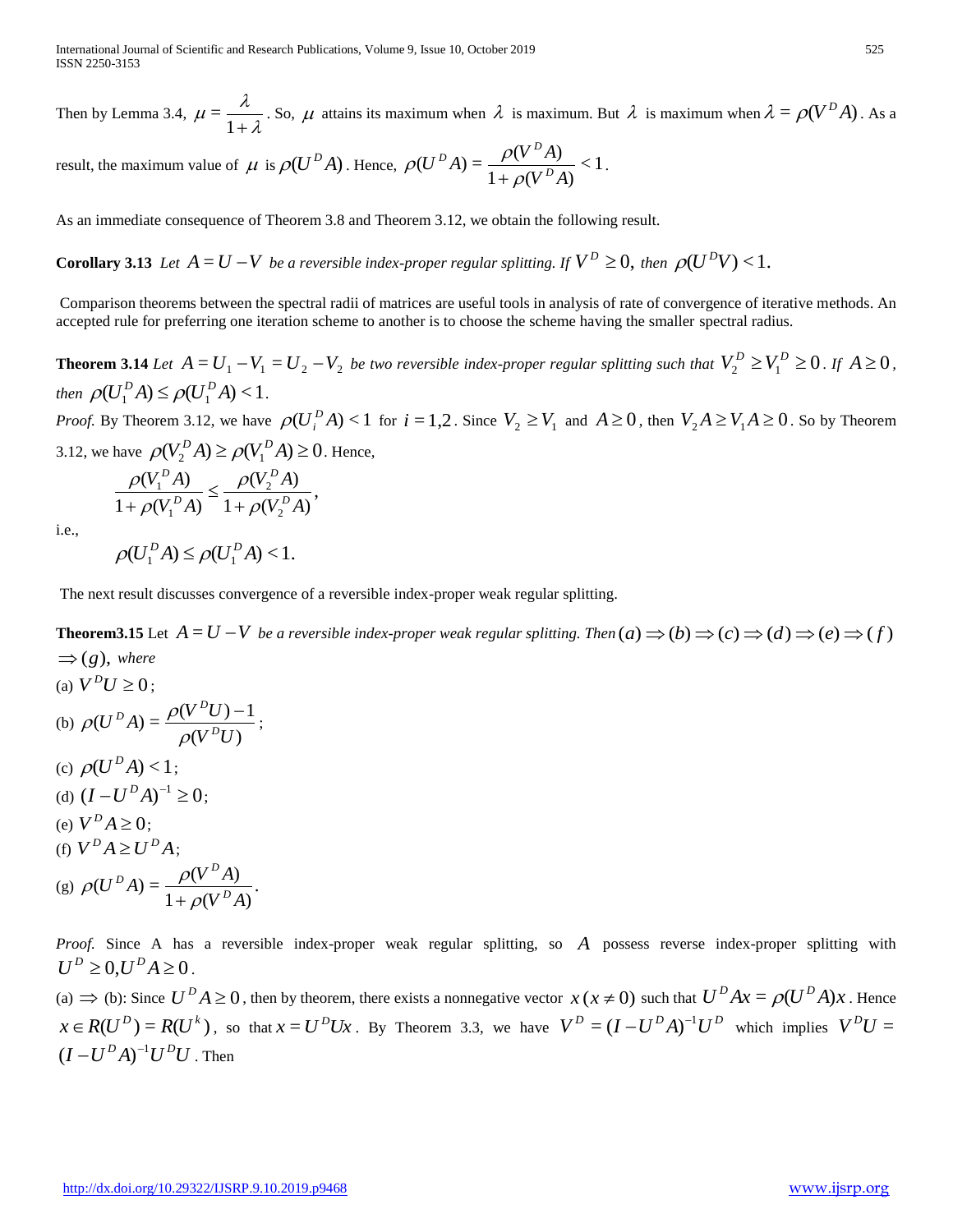Then by Lemma 3.4, $\mu = \dfrac{\lambda}{1+\lambda}$. So, $\mu$ attains its maximum when $\lambda$ is maximum. But $\lambda$ is maximum when $\lambda = \rho(V^D A)$. As a result, the maximum value of $\mu$ is $\rho(U^D A)$. Hence, $\rho(U^D A) = \dfrac{\rho(V^D A)}{1+\rho(V^D A)} < 1$.

As an immediate consequence of Theorem 3.8 and Theorem 3.12, we obtain the following result.

**Corollary 3.13** *Let $A = U - V$ be a reversible index-proper regular splitting. If $V^D \geq 0$, then $\rho(U^D V) < 1$.*

Comparison theorems between the spectral radii of matrices are useful tools in analysis of rate of convergence of iterative methods. An accepted rule for preferring one iteration scheme to another is to choose the scheme having the smaller spectral radius.

**Theorem 3.14** *Let $A = U_1 - V_1 = U_2 - V_2$ be two reversible index-proper regular splitting such that $V_2^D \geq V_1^D \geq 0$. If $A \geq 0$, then $\rho(U_1^D A) \leq \rho(U_1^D A) < 1$.*

*Proof.* By Theorem 3.12, we have $\rho(U_i^D A) < 1$ for $i = 1,2$. Since $V_2 \geq V_1$ and $A \geq 0$, then $V_2 A \geq V_1 A \geq 0$. So by Theorem 3.12, we have $\rho(V_2^D A) \geq \rho(V_1^D A) \geq 0$. Hence,

$$\frac{\rho(V_1^D A)}{1+\rho(V_1^D A)} \leq \frac{\rho(V_2^D A)}{1+\rho(V_2^D A)},$$

i.e.,

$$\rho(U_1^D A) \leq \rho(U_1^D A) < 1.$$

The next result discusses convergence of a reversible index-proper weak regular splitting.

**Theorem3.15** Let *$A = U - V$ be a reversible index-proper weak regular splitting. Then $(a) \Rightarrow (b) \Rightarrow (c) \Rightarrow (d) \Rightarrow (e) \Rightarrow (f) \Rightarrow (g)$, where*

(a) $V^D U \geq 0$;

(b) $\rho(U^D A) = \dfrac{\rho(V^D U) - 1}{\rho(V^D U)}$;

(c) $\rho(U^D A) < 1$;

(d) $(I - U^D A)^{-1} \geq 0$;

(e) $V^D A \geq 0$;

(f) $V^D A \geq U^D A$;

(g) $\rho(U^D A) = \dfrac{\rho(V^D A)}{1+\rho(V^D A)}$.

*Proof.* Since A has a reversible index-proper weak regular splitting, so $A$ possess reverse index-proper splitting with $U^D \geq 0, U^D A \geq 0$.

(a) $\Rightarrow$ (b): Since $U^D A \geq 0$, then by theorem, there exists a nonnegative vector $x\,(x \neq 0)$ such that $U^D A x = \rho(U^D A) x$. Hence $x \in R(U^D) = R(U^k)$, so that $x = U^D U x$. By Theorem 3.3, we have $V^D = (I - U^D A)^{-1} U^D$ which implies $V^D U = (I - U^D A)^{-1} U^D U$. Then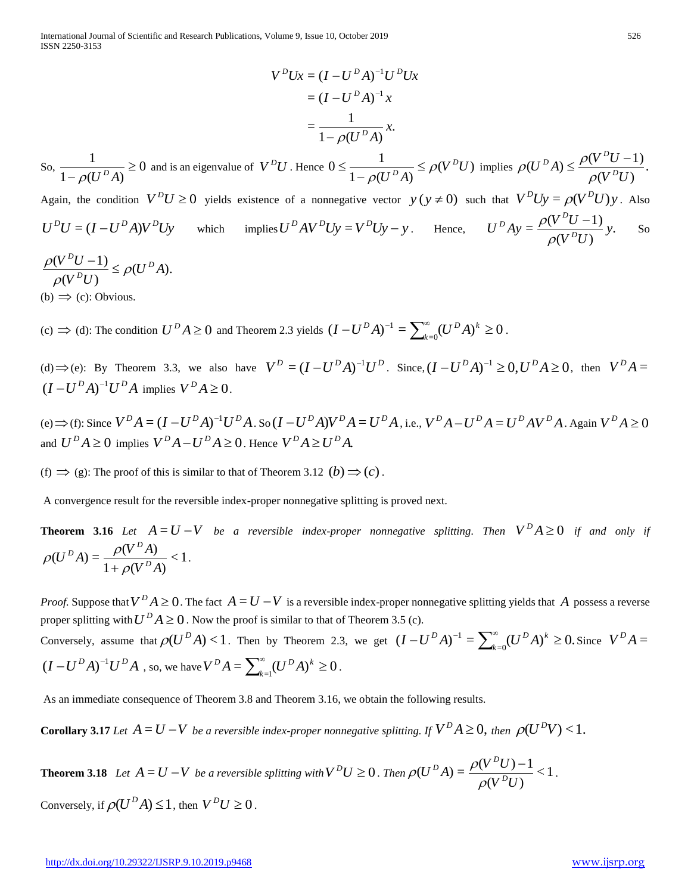$$
\begin{aligned}
V^D U x &= (I - U^D A)^{-1} U^D U x \\
&= (I - U^D A)^{-1} x \\
&= \frac{1}{1 - \rho(U^D A)} x.
\end{aligned}
$$

So, $\dfrac{1}{1-\rho(U^D A)} \geq 0$ and is an eigenvalue of $V^D U$. Hence $0 \leq \dfrac{1}{1-\rho(U^D A)} \leq \rho(V^D U)$ implies $\rho(U^D A) \leq \dfrac{\rho(V^D U - 1)}{\rho(V^D U)}$.

Again, the condition $V^D U \geq 0$ yields existence of a nonnegative vector $y\,(y \neq 0)$ such that $V^D U y = \rho(V^D U) y$. Also $U^D U = (I - U^D A) V^D U y$ which implies $U^D A V^D U y = V^D U y - y$. Hence, $U^D A y = \dfrac{\rho(V^D U - 1)}{\rho(V^D U)} y.$ So $\dfrac{\rho(V^D U - 1)}{\rho(V^D U)} \leq \rho(U^D A).$

(b) $\Rightarrow$ (c): Obvious.

(c) $\Rightarrow$ (d): The condition $U^D A \geq 0$ and Theorem 2.3 yields $(I - U^D A)^{-1} = \sum_{k=0}^{\infty} (U^D A)^k \geq 0$.

(d) $\Rightarrow$ (e): By Theorem 3.3, we also have $V^D = (I - U^D A)^{-1} U^D$. Since, $(I - U^D A)^{-1} \geq 0, U^D A \geq 0$, then $V^D A = (I - U^D A)^{-1} U^D A$ implies $V^D A \geq 0$.

(e) $\Rightarrow$ (f): Since $V^D A = (I - U^D A)^{-1} U^D A$. So $(I - U^D A) V^D A = U^D A$, i.e., $V^D A - U^D A = U^D A V^D A$. Again $V^D A \geq 0$ and $U^D A \geq 0$ implies $V^D A - U^D A \geq 0$. Hence $V^D A \geq U^D A$.

(f) $\Rightarrow$ (g): The proof of this is similar to that of Theorem 3.12 $(b) \Rightarrow (c)$.

A convergence result for the reversible index-proper nonnegative splitting is proved next.

**Theorem 3.16** *Let $A = U - V$ be a reversible index-proper nonnegative splitting. Then $V^D A \geq 0$ if and only if* $\rho(U^D A) = \dfrac{\rho(V^D A)}{1 + \rho(V^D A)} < 1$.

*Proof.* Suppose that $V^D A \geq 0$. The fact $A = U - V$ is a reversible index-proper nonnegative splitting yields that $A$ possess a reverse proper splitting with $U^D A \geq 0$. Now the proof is similar to that of Theorem 3.5 (c).

Conversely, assume that $\rho(U^D A) < 1$. Then by Theorem 2.3, we get $(I - U^D A)^{-1} = \sum_{k=0}^{\infty} (U^D A)^k \geq 0$. Since $V^D A = (I - U^D A)^{-1} U^D A$, so, we have $V^D A = \sum_{k=1}^{\infty} (U^D A)^k \geq 0$.

As an immediate consequence of Theorem 3.8 and Theorem 3.16, we obtain the following results.

**Corollary 3.17** *Let $A = U - V$ be a reversible index-proper nonnegative splitting. If $V^D A \geq 0$, then $\rho(U^D V) < 1$.*

**Theorem 3.18** *Let $A = U - V$ be a reversible splitting with $V^D U \geq 0$. Then $\rho(U^D A) = \dfrac{\rho(V^D U) - 1}{\rho(V^D U)} < 1$.*

Conversely, if $\rho(U^D A) \leq 1$, then $V^D U \geq 0$.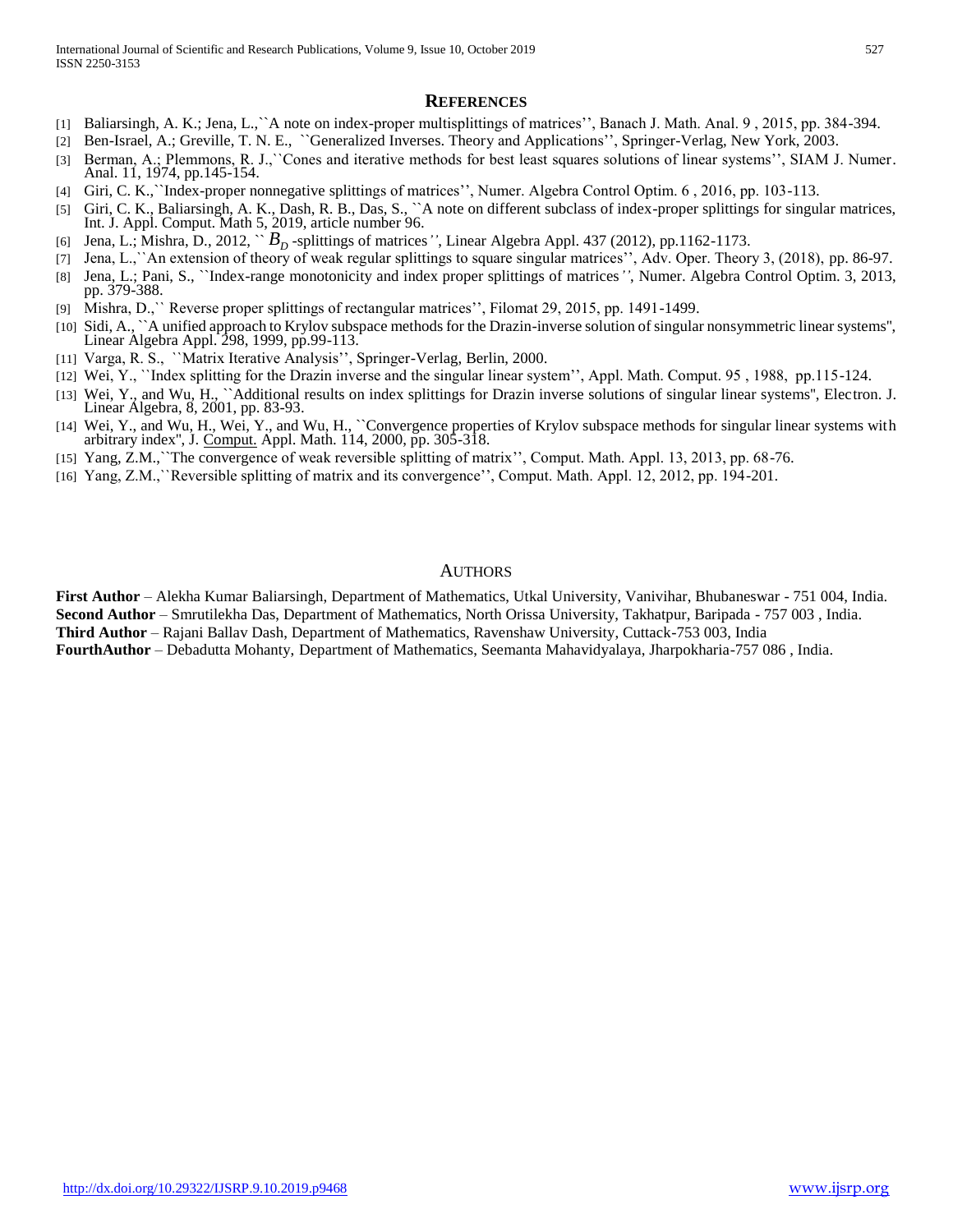## REFERENCES

[1] Baliarsingh, A. K.; Jena, L.,``A note on index-proper multisplittings of matrices'', Banach J. Math. Anal. 9 , 2015, pp. 384-394.

[2] Ben-Israel, A.; Greville, T. N. E., ``Generalized Inverses. Theory and Applications'', Springer-Verlag, New York, 2003.

[3] Berman, A.; Plemmons, R. J.,``Cones and iterative methods for best least squares solutions of linear systems'', SIAM J. Numer. Anal. 11, 1974, pp.145-154.

[4] Giri, C. K.,``Index-proper nonnegative splittings of matrices'', Numer. Algebra Control Optim. 6 , 2016, pp. 103-113.

[5] Giri, C. K., Baliarsingh, A. K., Dash, R. B., Das, S., ``A note on different subclass of index-proper splittings for singular matrices, Int. J. Appl. Comput. Math 5, 2019, article number 96.

[6] Jena, L.; Mishra, D., 2012, `` $B_D$ -splittings of matrices'', Linear Algebra Appl. 437 (2012), pp.1162-1173.

[7] Jena, L.,``An extension of theory of weak regular splittings to square singular matrices'', Adv. Oper. Theory 3, (2018), pp. 86-97.

[8] Jena, L.; Pani, S., ``Index-range monotonicity and index proper splittings of matrices'', Numer. Algebra Control Optim. 3, 2013, pp. 379-388.

[9] Mishra, D.,`` Reverse proper splittings of rectangular matrices'', Filomat 29, 2015, pp. 1491-1499.

[10] Sidi, A., ``A unified approach to Krylov subspace methods for the Drazin-inverse solution of singular nonsymmetric linear systems'', Linear Algebra Appl. 298, 1999, pp.99-113.

[11] Varga, R. S., ``Matrix Iterative Analysis'', Springer-Verlag, Berlin, 2000.

[12] Wei, Y., ``Index splitting for the Drazin inverse and the singular linear system'', Appl. Math. Comput. 95 , 1988, pp.115-124.

[13] Wei, Y., and Wu, H., ``Additional results on index splittings for Drazin inverse solutions of singular linear systems'', Electron. J. Linear Algebra, 8, 2001, pp. 83-93.

[14] Wei, Y., and Wu, H., Wei, Y., and Wu, H., ``Convergence properties of Krylov subspace methods for singular linear systems with arbitrary index'', J. Comput. Appl. Math. 114, 2000, pp. 305-318.

[15] Yang, Z.M.,``The convergence of weak reversible splitting of matrix'', Comput. Math. Appl. 13, 2013, pp. 68-76.

[16] Yang, Z.M.,``Reversible splitting of matrix and its convergence'', Comput. Math. Appl. 12, 2012, pp. 194-201.

## AUTHORS

**First Author** – Alekha Kumar Baliarsingh, Department of Mathematics, Utkal University, Vanivihar, Bhubaneswar - 751 004, India.
**Second Author** – Smrutilekha Das, Department of Mathematics, North Orissa University, Takhatpur, Baripada - 757 003 , India.
**Third Author** – Rajani Ballav Dash, Department of Mathematics, Ravenshaw University, Cuttack-753 003, India
**FourthAuthor** – Debadutta Mohanty, Department of Mathematics, Seemanta Mahavidyalaya, Jharpokharia-757 086 , India.